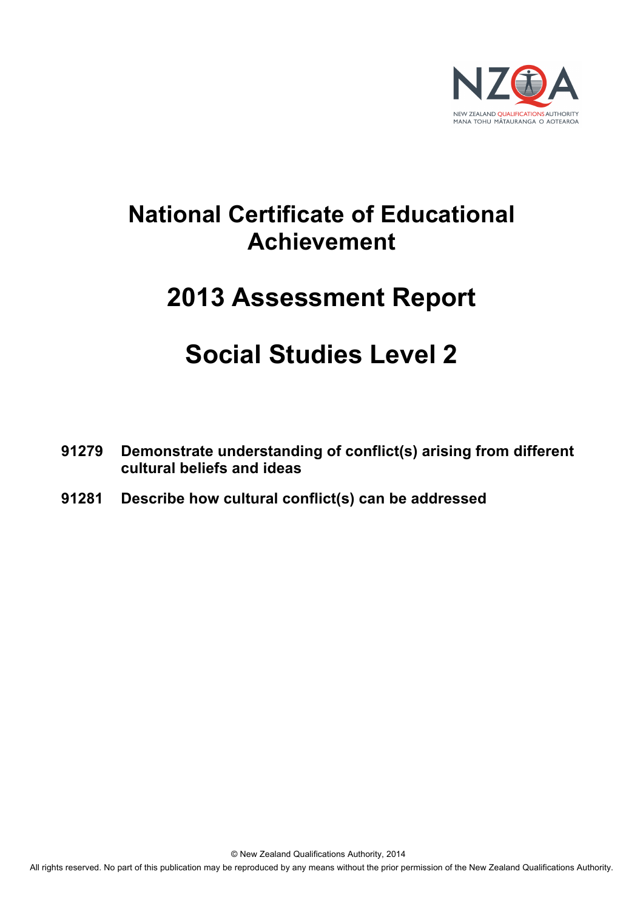# National Certificate of Educational Achievement

# 2013 Assessment Report

# Social Studies Level 2

**91279 Demonstrate understanding of conflict(s) arising from different cultural beliefs and ideas**

**91281 Describe how cultural conflict(s) can be addressed**

© New Zealand Qualifications Authority, 2014

All rights reserved. No part of this publication may be reproduced by any means without the prior permission of the New Zealand Qualifications Authority.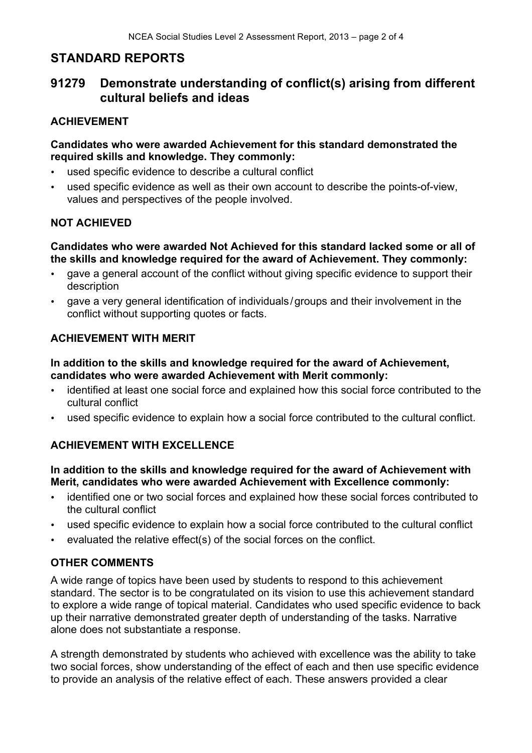## STANDARD REPORTS

## 91279 Demonstrate understanding of conflict(s) arising from different cultural beliefs and ideas

### ACHIEVEMENT

**Candidates who were awarded Achievement for this standard demonstrated the required skills and knowledge. They commonly:**

- used specific evidence to describe a cultural conflict
- used specific evidence as well as their own account to describe the points-of-view, values and perspectives of the people involved.

### NOT ACHIEVED

**Candidates who were awarded Not Achieved for this standard lacked some or all of the skills and knowledge required for the award of Achievement. They commonly:**

- gave a general account of the conflict without giving specific evidence to support their description
- gave a very general identification of individuals / groups and their involvement in the conflict without supporting quotes or facts.

### ACHIEVEMENT WITH MERIT

**In addition to the skills and knowledge required for the award of Achievement, candidates who were awarded Achievement with Merit commonly:**

- identified at least one social force and explained how this social force contributed to the cultural conflict
- used specific evidence to explain how a social force contributed to the cultural conflict.

### ACHIEVEMENT WITH EXCELLENCE

**In addition to the skills and knowledge required for the award of Achievement with Merit, candidates who were awarded Achievement with Excellence commonly:**

- identified one or two social forces and explained how these social forces contributed to the cultural conflict
- used specific evidence to explain how a social force contributed to the cultural conflict
- evaluated the relative effect(s) of the social forces on the conflict.

### OTHER COMMENTS

A wide range of topics have been used by students to respond to this achievement standard. The sector is to be congratulated on its vision to use this achievement standard to explore a wide range of topical material. Candidates who used specific evidence to back up their narrative demonstrated greater depth of understanding of the tasks. Narrative alone does not substantiate a response.

A strength demonstrated by students who achieved with excellence was the ability to take two social forces, show understanding of the effect of each and then use specific evidence to provide an analysis of the relative effect of each. These answers provided a clear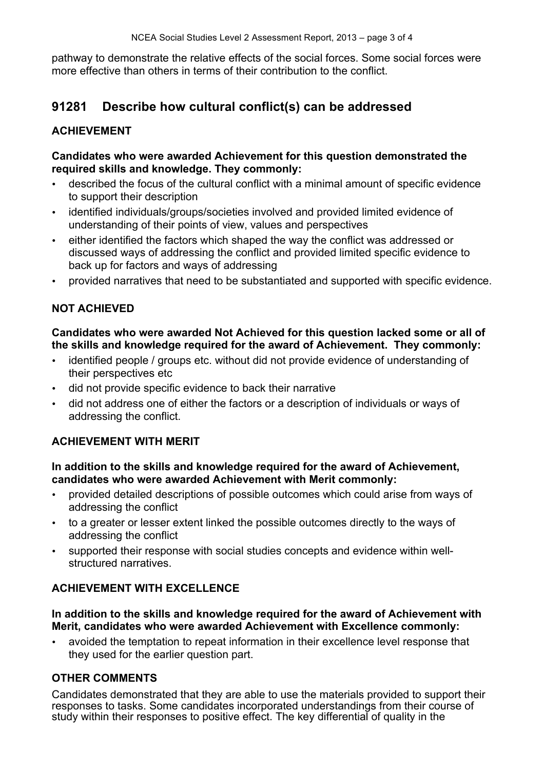pathway to demonstrate the relative effects of the social forces. Some social forces were more effective than others in terms of their contribution to the conflict.

## 91281 Describe how cultural conflict(s) can be addressed

### ACHIEVEMENT

**Candidates who were awarded Achievement for this question demonstrated the required skills and knowledge. They commonly:**

- described the focus of the cultural conflict with a minimal amount of specific evidence to support their description
- identified individuals/groups/societies involved and provided limited evidence of understanding of their points of view, values and perspectives
- either identified the factors which shaped the way the conflict was addressed or discussed ways of addressing the conflict and provided limited specific evidence to back up for factors and ways of addressing
- provided narratives that need to be substantiated and supported with specific evidence.

### NOT ACHIEVED

**Candidates who were awarded Not Achieved for this question lacked some or all of the skills and knowledge required for the award of Achievement. They commonly:**

- identified people / groups etc. without did not provide evidence of understanding of their perspectives etc
- did not provide specific evidence to back their narrative
- did not address one of either the factors or a description of individuals or ways of addressing the conflict.

### ACHIEVEMENT WITH MERIT

**In addition to the skills and knowledge required for the award of Achievement, candidates who were awarded Achievement with Merit commonly:**

- provided detailed descriptions of possible outcomes which could arise from ways of addressing the conflict
- to a greater or lesser extent linked the possible outcomes directly to the ways of addressing the conflict
- supported their response with social studies concepts and evidence within well-structured narratives.

### ACHIEVEMENT WITH EXCELLENCE

**In addition to the skills and knowledge required for the award of Achievement with Merit, candidates who were awarded Achievement with Excellence commonly:**

- avoided the temptation to repeat information in their excellence level response that they used for the earlier question part.

### OTHER COMMENTS

Candidates demonstrated that they are able to use the materials provided to support their responses to tasks. Some candidates incorporated understandings from their course of study within their responses to positive effect. The key differential of quality in the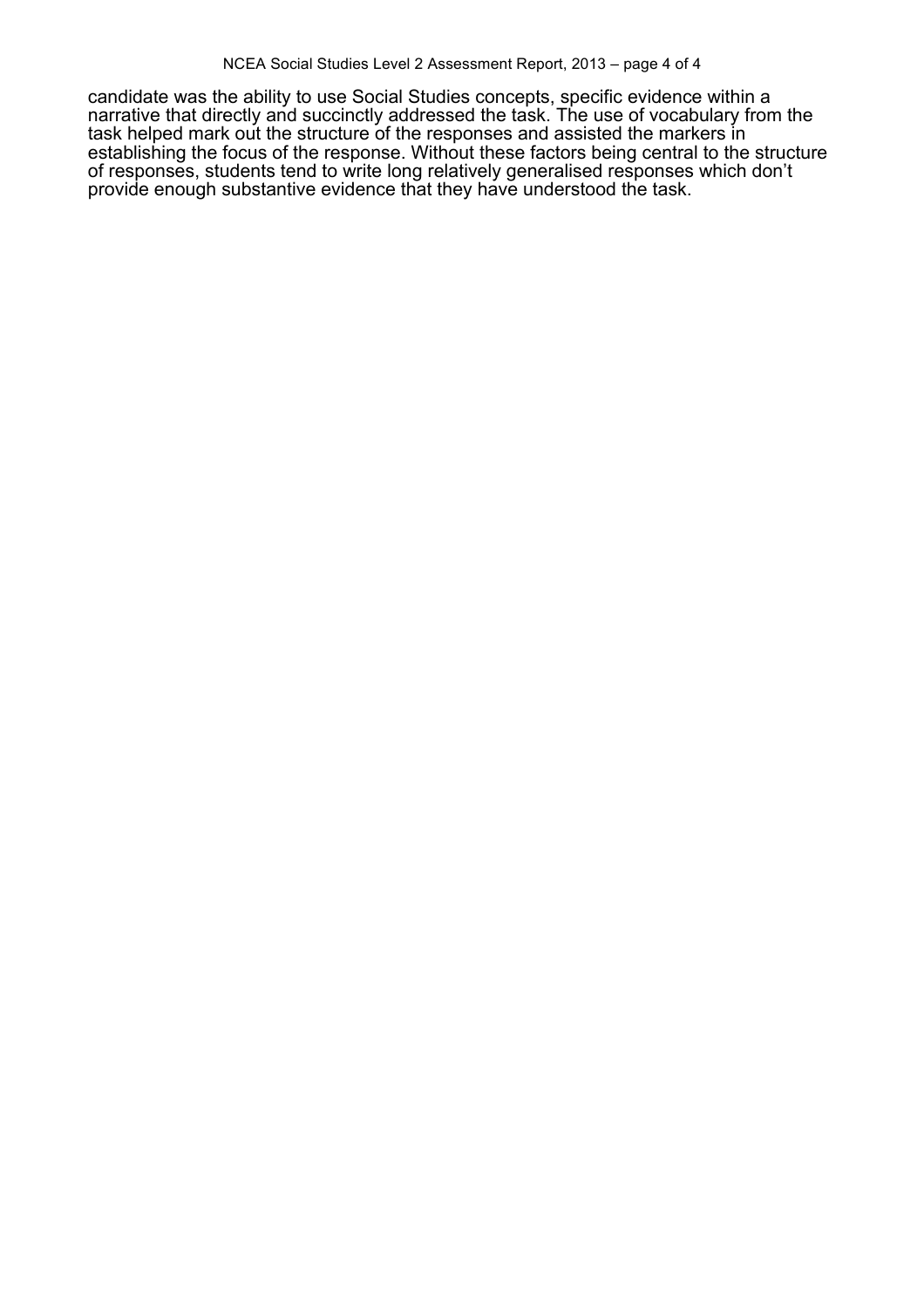candidate was the ability to use Social Studies concepts, specific evidence within a narrative that directly and succinctly addressed the task. The use of vocabulary from the task helped mark out the structure of the responses and assisted the markers in establishing the focus of the response. Without these factors being central to the structure of responses, students tend to write long relatively generalised responses which don't provide enough substantive evidence that they have understood the task.